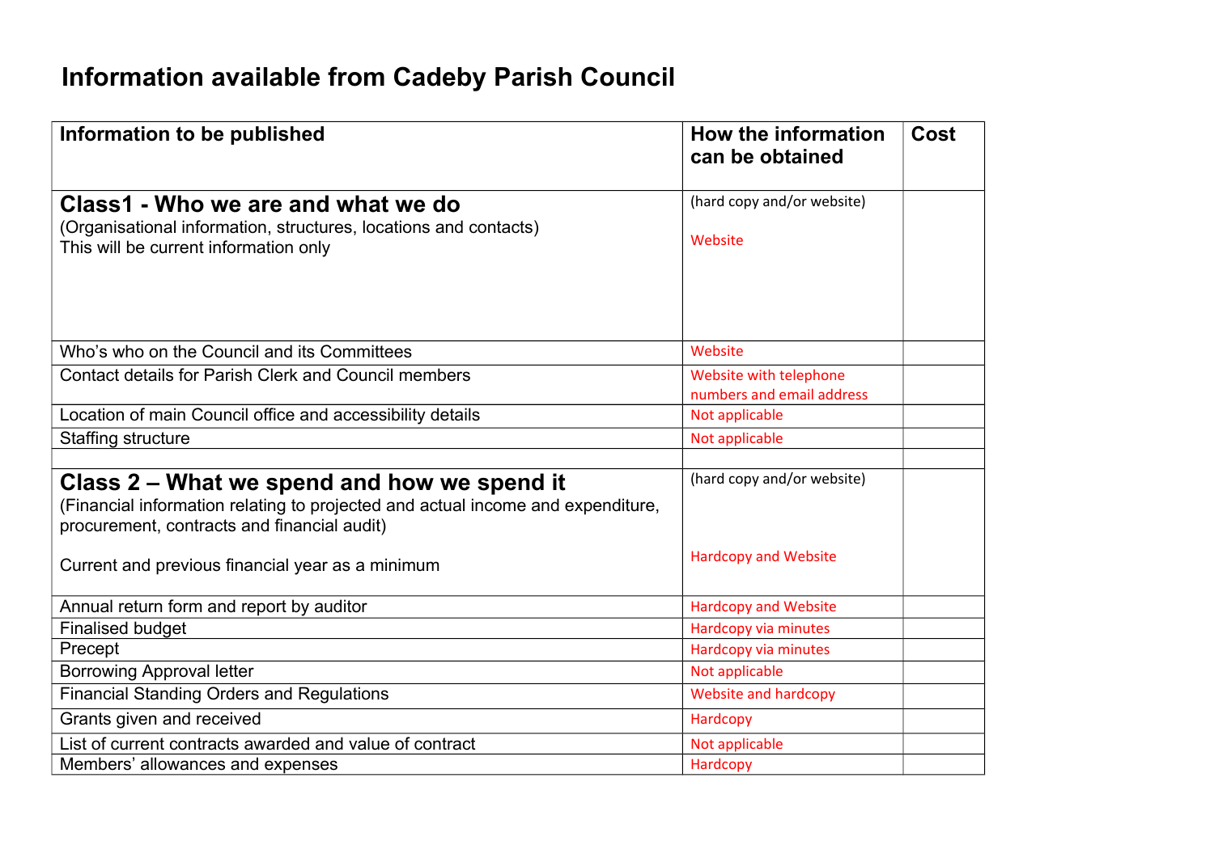# Information available from Cadeby Parish Council

| Information to be published | How the information can be obtained | Cost |
|---|---|---|
| **Class1 - Who we are and what we do**<br>(Organisational information, structures, locations and contacts)<br>This will be current information only | (hard copy and/or website)<br><br>Website | |
| Who's who on the Council and its Committees | Website | |
| Contact details for Parish Clerk and Council members | Website with telephone numbers and email address | |
| Location of main Council office and accessibility details | Not applicable | |
| Staffing structure | Not applicable | |
| | | |
| **Class 2 – What we spend and how we spend it**<br>(Financial information relating to projected and actual income and expenditure, procurement, contracts and financial audit)<br><br>Current and previous financial year as a minimum | (hard copy and/or website)<br><br>Hardcopy and Website | |
| Annual return form and report by auditor | Hardcopy and Website | |
| Finalised budget | Hardcopy via minutes | |
| Precept | Hardcopy via minutes | |
| Borrowing Approval letter | Not applicable | |
| Financial Standing Orders and Regulations | Website and hardcopy | |
| Grants given and received | Hardcopy | |
| List of current contracts awarded and value of contract | Not applicable | |
| Members' allowances and expenses | Hardcopy | |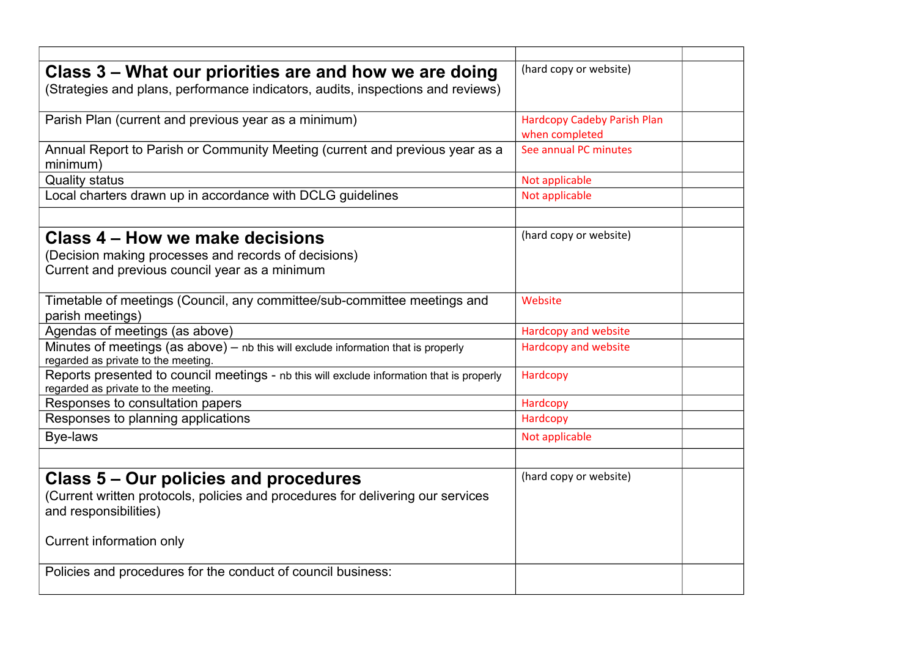| | | |
|---|---|---|
| **Class 3 – What our priorities are and how we are doing**<br>(Strategies and plans, performance indicators, audits, inspections and reviews) | (hard copy or website) | |
| Parish Plan (current and previous year as a minimum) | Hardcopy Cadeby Parish Plan when completed | |
| Annual Report to Parish or Community Meeting (current and previous year as a minimum) | See annual PC minutes | |
| Quality status | Not applicable | |
| Local charters drawn up in accordance with DCLG guidelines | Not applicable | |
| | | |
| **Class 4 – How we make decisions**<br>(Decision making processes and records of decisions)<br>Current and previous council year as a minimum | (hard copy or website) | |
| Timetable of meetings (Council, any committee/sub-committee meetings and parish meetings) | Website | |
| Agendas of meetings (as above) | Hardcopy and website | |
| Minutes of meetings (as above) – nb this will exclude information that is properly regarded as private to the meeting. | Hardcopy and website | |
| Reports presented to council meetings - nb this will exclude information that is properly regarded as private to the meeting. | Hardcopy | |
| Responses to consultation papers | Hardcopy | |
| Responses to planning applications | Hardcopy | |
| Bye-laws | Not applicable | |
| | | |
| **Class 5 – Our policies and procedures**<br>(Current written protocols, policies and procedures for delivering our services and responsibilities)<br><br>Current information only | (hard copy or website) | |
| Policies and procedures for the conduct of council business: | | |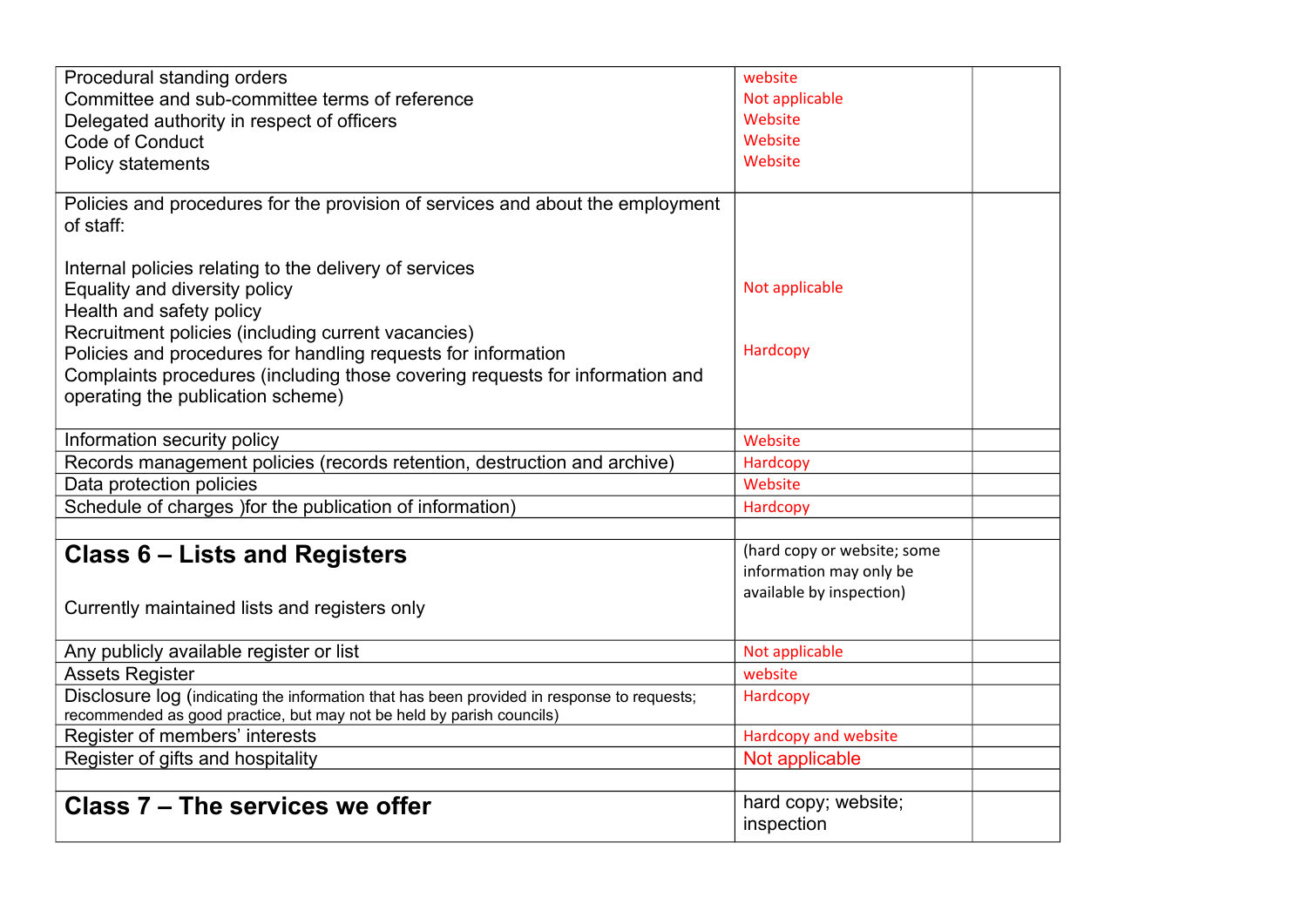| | | |
|---|---|---|
| Procedural standing orders<br>Committee and sub-committee terms of reference<br>Delegated authority in respect of officers<br>Code of Conduct<br>Policy statements | website<br>Not applicable<br>Website<br>Website<br>Website | |
| Policies and procedures for the provision of services and about the employment of staff:<br><br>Internal policies relating to the delivery of services<br>Equality and diversity policy<br>Health and safety policy<br>Recruitment policies (including current vacancies)<br>Policies and procedures for handling requests for information<br>Complaints procedures (including those covering requests for information and operating the publication scheme) | Not applicable<br><br>Hardcopy | |
| Information security policy | Website | |
| Records management policies (records retention, destruction and archive) | Hardcopy | |
| Data protection policies | Website | |
| Schedule of charges )for the publication of information) | Hardcopy | |
| | | |
| **Class 6 – Lists and Registers**<br><br>Currently maintained lists and registers only | (hard copy or website; some information may only be available by inspection) | |
| Any publicly available register or list | Not applicable | |
| Assets Register | website | |
| Disclosure log (indicating the information that has been provided in response to requests; recommended as good practice, but may not be held by parish councils) | Hardcopy | |
| Register of members' interests | Hardcopy and website | |
| Register of gifts and hospitality | Not applicable | |
| | | |
| **Class 7 – The services we offer** | hard copy; website; inspection | |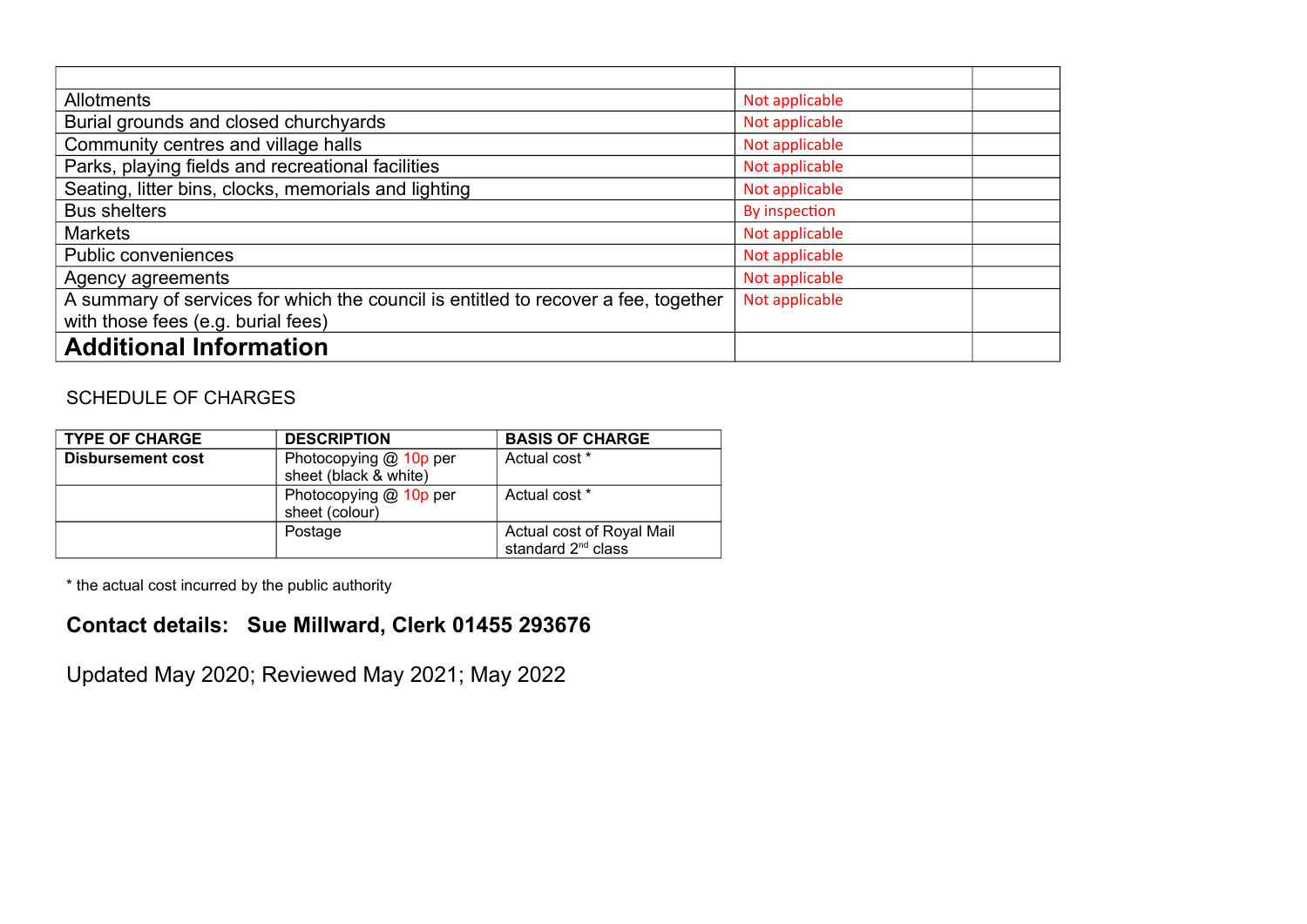| | | |
|---|---|---|
| Allotments | Not applicable | |
| Burial grounds and closed churchyards | Not applicable | |
| Community centres and village halls | Not applicable | |
| Parks, playing fields and recreational facilities | Not applicable | |
| Seating, litter bins, clocks, memorials and lighting | Not applicable | |
| Bus shelters | By inspection | |
| Markets | Not applicable | |
| Public conveniences | Not applicable | |
| Agency agreements | Not applicable | |
| A summary of services for which the council is entitled to recover a fee, together with those fees (e.g. burial fees) | Not applicable | |
| **Additional Information** | | |

SCHEDULE OF CHARGES

| TYPE OF CHARGE | DESCRIPTION | BASIS OF CHARGE |
|---|---|---|
| **Disbursement cost** | Photocopying @ 10p per sheet (black & white) | Actual cost * |
| | Photocopying @ 10p per sheet (colour) | Actual cost * |
| | Postage | Actual cost of Royal Mail standard 2nd class |

* the actual cost incurred by the public authority

**Contact details: Sue Millward, Clerk 01455 293676**

Updated May 2020; Reviewed May 2021; May 2022